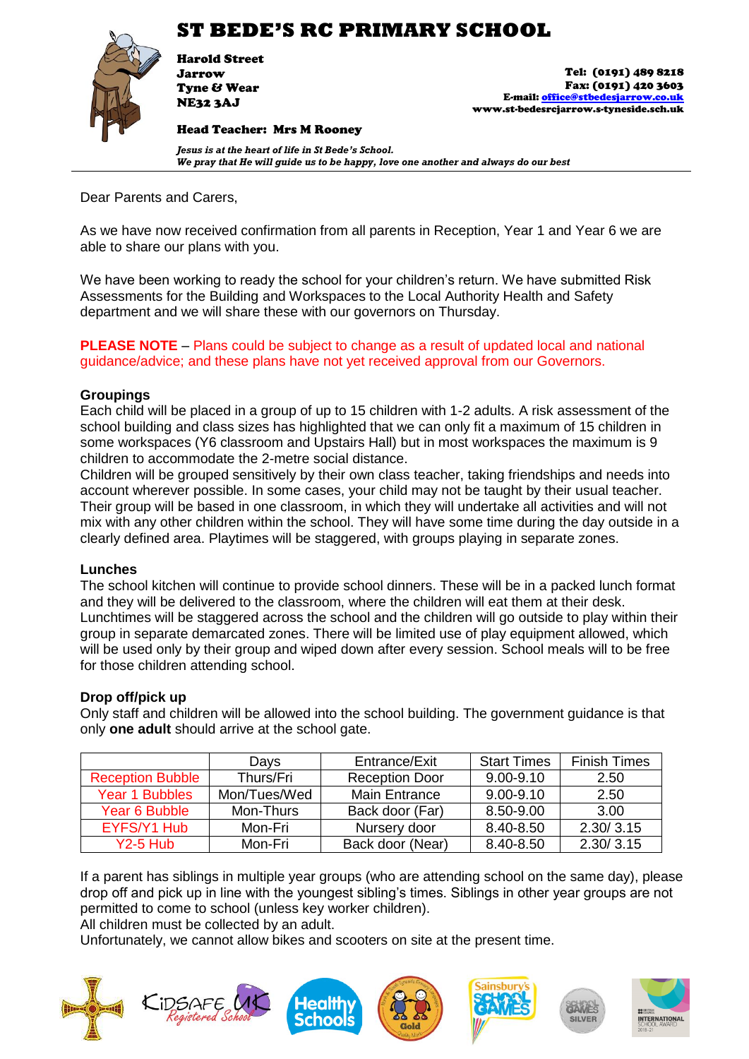# ST BEDE'S RC PRIMARY SCHOOL

**Harold Street**
**Jarrow**
**Tyne & Wear**
**NE32 3AJ**

**Tel: (0191) 489 8218**
**Fax: (0191) 420 3603**
**E-mail: office@stbedesjarrow.co.uk**
**www.st-bedesrcjarrow.s-tyneside.sch.uk**

**Head Teacher: Mrs M Rooney**

***Jesus is at the heart of life in St Bede's School.***
***We pray that He will guide us to be happy, love one another and always do our best***

---

Dear Parents and Carers,

As we have now received confirmation from all parents in Reception, Year 1 and Year 6 we are able to share our plans with you.

We have been working to ready the school for your children's return. We have submitted Risk Assessments for the Building and Workspaces to the Local Authority Health and Safety department and we will share these with our governors on Thursday.

**PLEASE NOTE** – Plans could be subject to change as a result of updated local and national guidance/advice; and these plans have not yet received approval from our Governors.

### Groupings

Each child will be placed in a group of up to 15 children with 1-2 adults. A risk assessment of the school building and class sizes has highlighted that we can only fit a maximum of 15 children in some workspaces (Y6 classroom and Upstairs Hall) but in most workspaces the maximum is 9 children to accommodate the 2-metre social distance.
Children will be grouped sensitively by their own class teacher, taking friendships and needs into account wherever possible. In some cases, your child may not be taught by their usual teacher. Their group will be based in one classroom, in which they will undertake all activities and will not mix with any other children within the school. They will have some time during the day outside in a clearly defined area. Playtimes will be staggered, with groups playing in separate zones.

### Lunches

The school kitchen will continue to provide school dinners. These will be in a packed lunch format and they will be delivered to the classroom, where the children will eat them at their desk. Lunchtimes will be staggered across the school and the children will go outside to play within their group in separate demarcated zones. There will be limited use of play equipment allowed, which will be used only by their group and wiped down after every session. School meals will to be free for those children attending school.

### Drop off/pick up

Only staff and children will be allowed into the school building. The government guidance is that only **one adult** should arrive at the school gate.

| | Days | Entrance/Exit | Start Times | Finish Times |
|---|---|---|---|---|
| Reception Bubble | Thurs/Fri | Reception Door | 9.00-9.10 | 2.50 |
| Year 1 Bubbles | Mon/Tues/Wed | Main Entrance | 9.00-9.10 | 2.50 |
| Year 6 Bubble | Mon-Thurs | Back door (Far) | 8.50-9.00 | 3.00 |
| EYFS/Y1 Hub | Mon-Fri | Nursery door | 8.40-8.50 | 2.30/ 3.15 |
| Y2-5 Hub | Mon-Fri | Back door (Near) | 8.40-8.50 | 2.30/ 3.15 |

If a parent has siblings in multiple year groups (who are attending school on the same day), please drop off and pick up in line with the youngest sibling's times. Siblings in other year groups are not permitted to come to school (unless key worker children).
All children must be collected by an adult.
Unfortunately, we cannot allow bikes and scooters on site at the present time.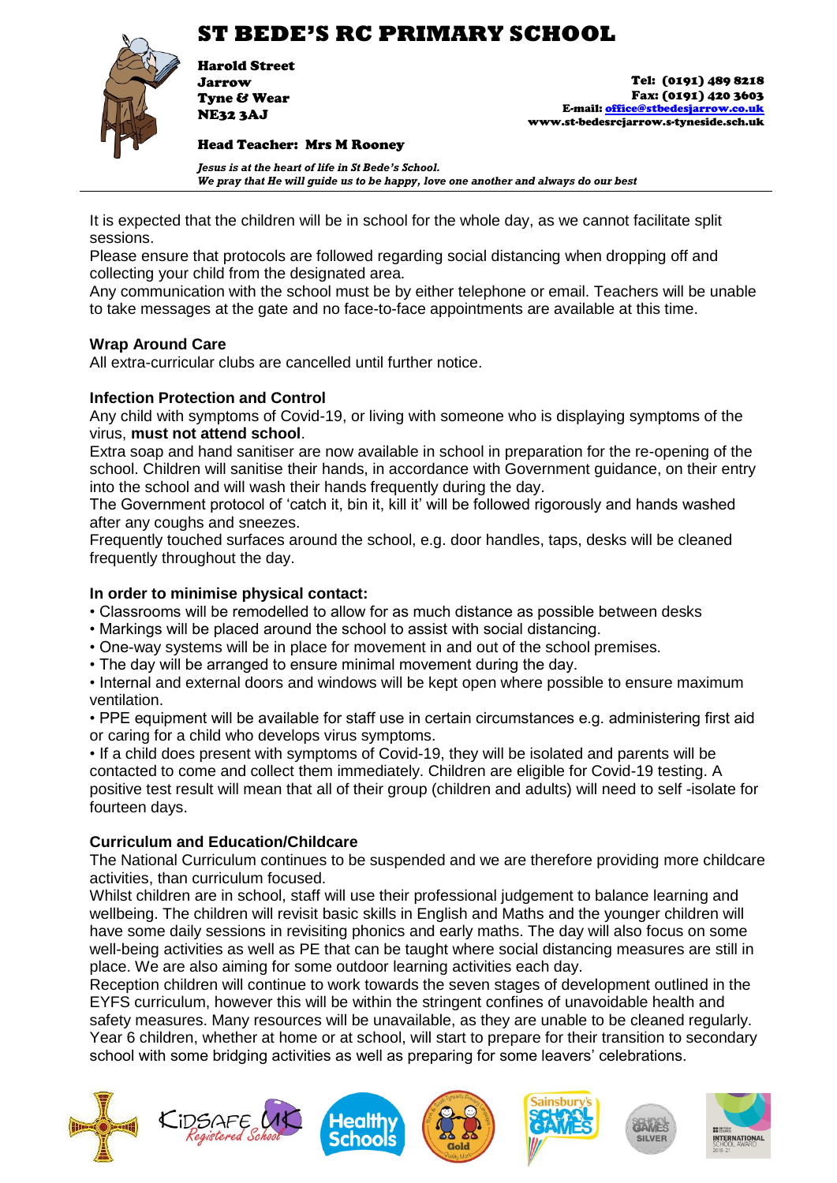# ST BEDE'S RC PRIMARY SCHOOL

**Harold Street**
**Jarrow**
**Tyne & Wear**
**NE32 3AJ**

**Tel: (0191) 489 8218**
**Fax: (0191) 420 3603**
**E-mail: office@stbedesjarrow.co.uk**
**www.st-bedesrcjarrow.s-tyneside.sch.uk**

**Head Teacher: Mrs M Rooney**

***Jesus is at the heart of life in St Bede's School.***
***We pray that He will guide us to be happy, love one another and always do our best***

It is expected that the children will be in school for the whole day, as we cannot facilitate split sessions.
Please ensure that protocols are followed regarding social distancing when dropping off and collecting your child from the designated area.
Any communication with the school must be by either telephone or email. Teachers will be unable to take messages at the gate and no face-to-face appointments are available at this time.

**Wrap Around Care**
All extra-curricular clubs are cancelled until further notice.

**Infection Protection and Control**
Any child with symptoms of Covid-19, or living with someone who is displaying symptoms of the virus, **must not attend school**.
Extra soap and hand sanitiser are now available in school in preparation for the re-opening of the school. Children will sanitise their hands, in accordance with Government guidance, on their entry into the school and will wash their hands frequently during the day.
The Government protocol of 'catch it, bin it, kill it' will be followed rigorously and hands washed after any coughs and sneezes.
Frequently touched surfaces around the school, e.g. door handles, taps, desks will be cleaned frequently throughout the day.

**In order to minimise physical contact:**
- Classrooms will be remodelled to allow for as much distance as possible between desks
- Markings will be placed around the school to assist with social distancing.
- One-way systems will be in place for movement in and out of the school premises.
- The day will be arranged to ensure minimal movement during the day.
- Internal and external doors and windows will be kept open where possible to ensure maximum ventilation.
- PPE equipment will be available for staff use in certain circumstances e.g. administering first aid or caring for a child who develops virus symptoms.
- If a child does present with symptoms of Covid-19, they will be isolated and parents will be contacted to come and collect them immediately. Children are eligible for Covid-19 testing. A positive test result will mean that all of their group (children and adults) will need to self -isolate for fourteen days.

**Curriculum and Education/Childcare**
The National Curriculum continues to be suspended and we are therefore providing more childcare activities, than curriculum focused.
Whilst children are in school, staff will use their professional judgement to balance learning and wellbeing. The children will revisit basic skills in English and Maths and the younger children will have some daily sessions in revisiting phonics and early maths. The day will also focus on some well-being activities as well as PE that can be taught where social distancing measures are still in place. We are also aiming for some outdoor learning activities each day.
Reception children will continue to work towards the seven stages of development outlined in the EYFS curriculum, however this will be within the stringent confines of unavoidable health and safety measures. Many resources will be unavailable, as they are unable to be cleaned regularly.
Year 6 children, whether at home or at school, will start to prepare for their transition to secondary school with some bridging activities as well as preparing for some leavers' celebrations.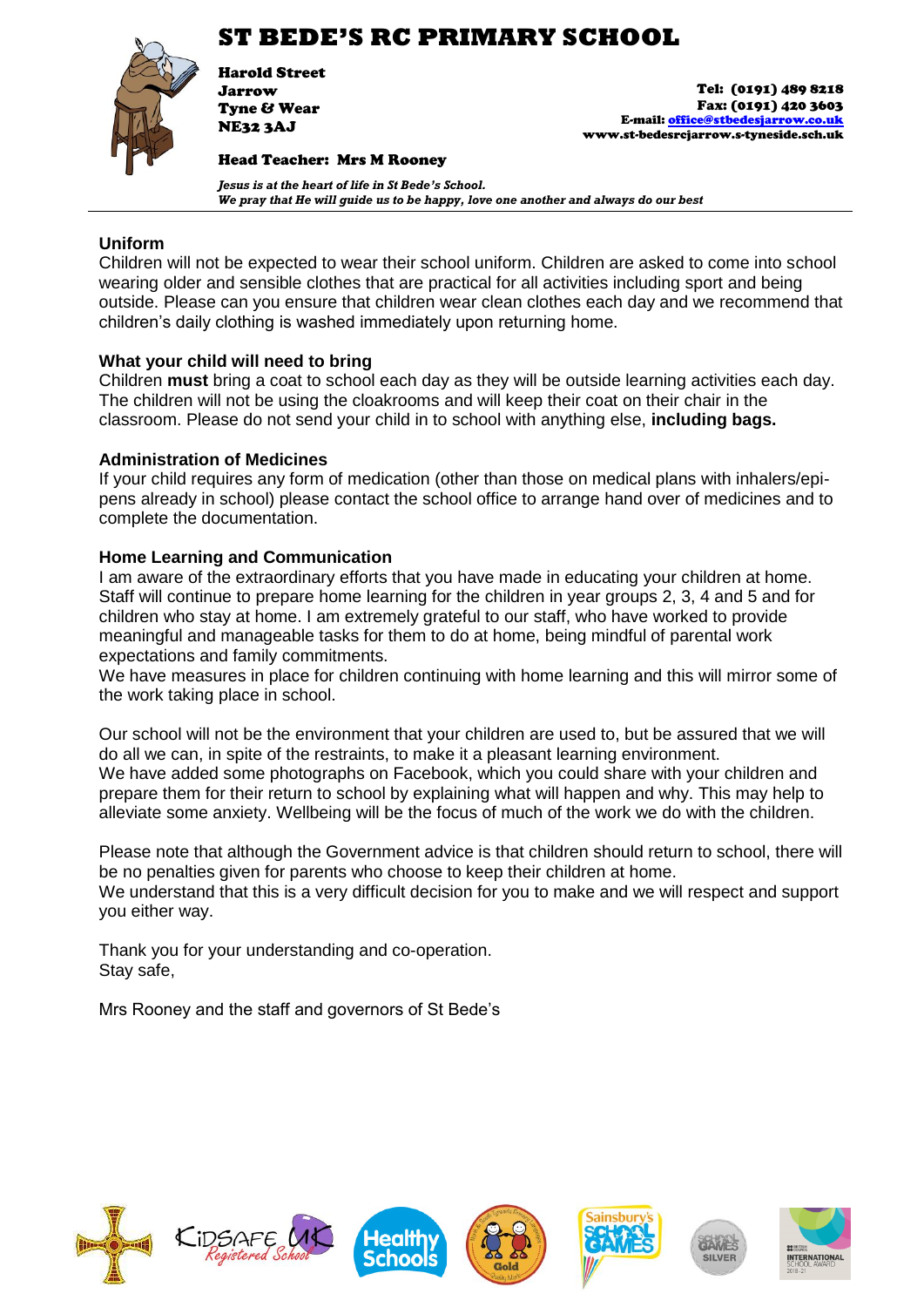# ST BEDE'S RC PRIMARY SCHOOL

**Harold Street**
**Jarrow**
**Tyne & Wear**
**NE32 3AJ**

**Tel: (0191) 489 8218**
**Fax: (0191) 420 3603**
**E-mail: office@stbedesjarrow.co.uk**
**www.st-bedesrcjarrow.s-tyneside.sch.uk**

**Head Teacher: Mrs M Rooney**

***Jesus is at the heart of life in St Bede's School.***
***We pray that He will guide us to be happy, love one another and always do our best***

### Uniform

Children will not be expected to wear their school uniform. Children are asked to come into school wearing older and sensible clothes that are practical for all activities including sport and being outside. Please can you ensure that children wear clean clothes each day and we recommend that children's daily clothing is washed immediately upon returning home.

### What your child will need to bring

Children **must** bring a coat to school each day as they will be outside learning activities each day. The children will not be using the cloakrooms and will keep their coat on their chair in the classroom. Please do not send your child in to school with anything else, **including bags.**

### Administration of Medicines

If your child requires any form of medication (other than those on medical plans with inhalers/epi-pens already in school) please contact the school office to arrange hand over of medicines and to complete the documentation.

### Home Learning and Communication

I am aware of the extraordinary efforts that you have made in educating your children at home. Staff will continue to prepare home learning for the children in year groups 2, 3, 4 and 5 and for children who stay at home. I am extremely grateful to our staff, who have worked to provide meaningful and manageable tasks for them to do at home, being mindful of parental work expectations and family commitments.
We have measures in place for children continuing with home learning and this will mirror some of the work taking place in school.

Our school will not be the environment that your children are used to, but be assured that we will do all we can, in spite of the restraints, to make it a pleasant learning environment.
We have added some photographs on Facebook, which you could share with your children and prepare them for their return to school by explaining what will happen and why. This may help to alleviate some anxiety. Wellbeing will be the focus of much of the work we do with the children.

Please note that although the Government advice is that children should return to school, there will be no penalties given for parents who choose to keep their children at home.
We understand that this is a very difficult decision for you to make and we will respect and support you either way.

Thank you for your understanding and co-operation.
Stay safe,

Mrs Rooney and the staff and governors of St Bede's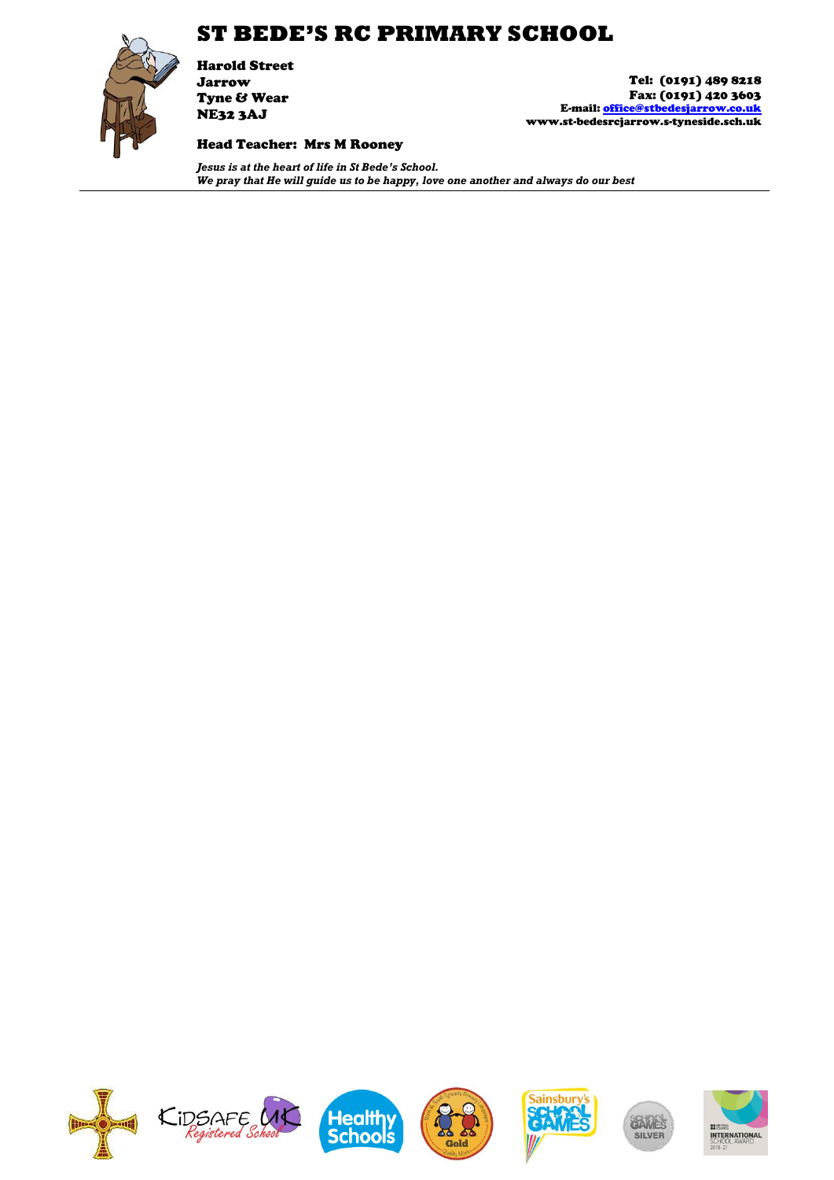# ST BEDE'S RC PRIMARY SCHOOL

**Harold Street**
**Jarrow**
**Tyne & Wear**
**NE32 3AJ**

**Tel: (0191) 489 8218**
**Fax: (0191) 420 3603**
**E-mail: office@stbedesjarrow.co.uk**
**www.st-bedesrcjarrow.s-tyneside.sch.uk**

**Head Teacher: Mrs M Rooney**

***Jesus is at the heart of life in St Bede's School.***
***We pray that He will guide us to be happy, love one another and always do our best***